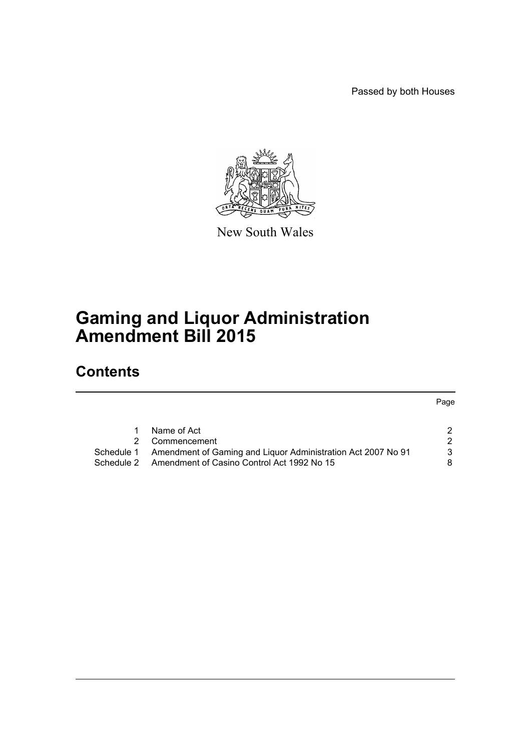Passed by both Houses

New South Wales

# Gaming and Liquor Administration Amendment Bill 2015

## Contents

| | | Page |
|---|---|---|
| 1 | Name of Act | 2 |
| 2 | Commencement | 2 |
| Schedule 1 | Amendment of Gaming and Liquor Administration Act 2007 No 91 | 3 |
| Schedule 2 | Amendment of Casino Control Act 1992 No 15 | 8 |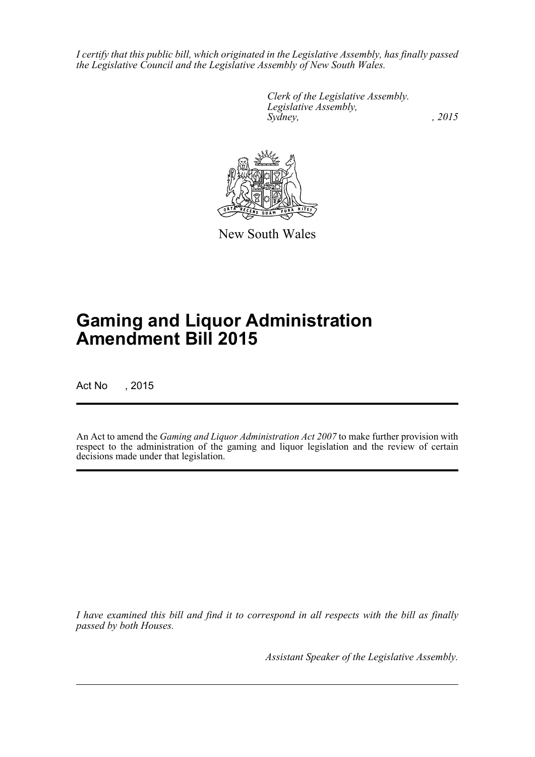*I certify that this public bill, which originated in the Legislative Assembly, has finally passed the Legislative Council and the Legislative Assembly of New South Wales.*

*Clerk of the Legislative Assembly.*
*Legislative Assembly,*
*Sydney, , 2015*

New South Wales

# Gaming and Liquor Administration Amendment Bill 2015

Act No , 2015

An Act to amend the *Gaming and Liquor Administration Act 2007* to make further provision with respect to the administration of the gaming and liquor legislation and the review of certain decisions made under that legislation.

*I have examined this bill and find it to correspond in all respects with the bill as finally passed by both Houses.*

*Assistant Speaker of the Legislative Assembly.*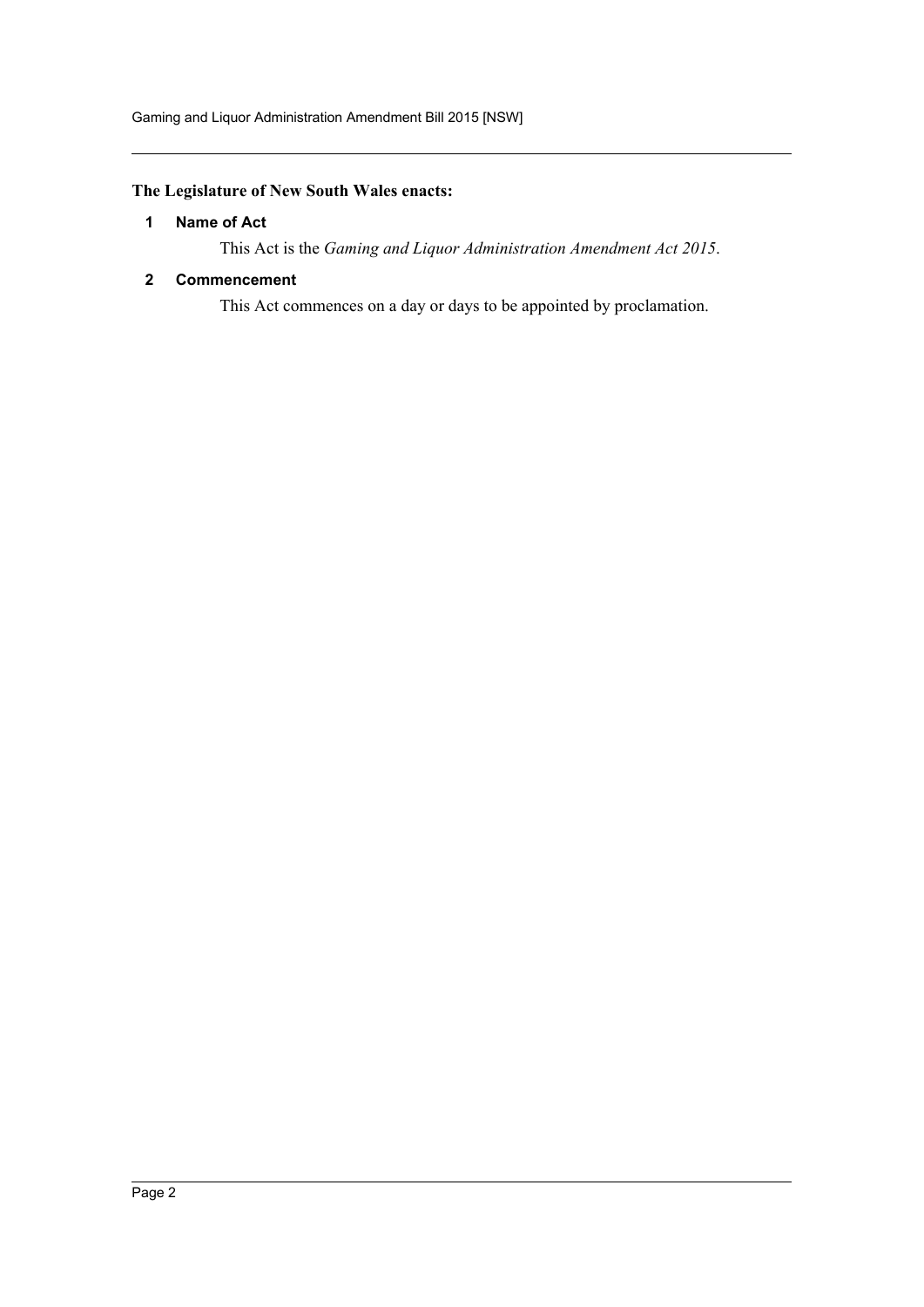**The Legislature of New South Wales enacts:**

### 1 Name of Act

This Act is the *Gaming and Liquor Administration Amendment Act 2015*.

### 2 Commencement

This Act commences on a day or days to be appointed by proclamation.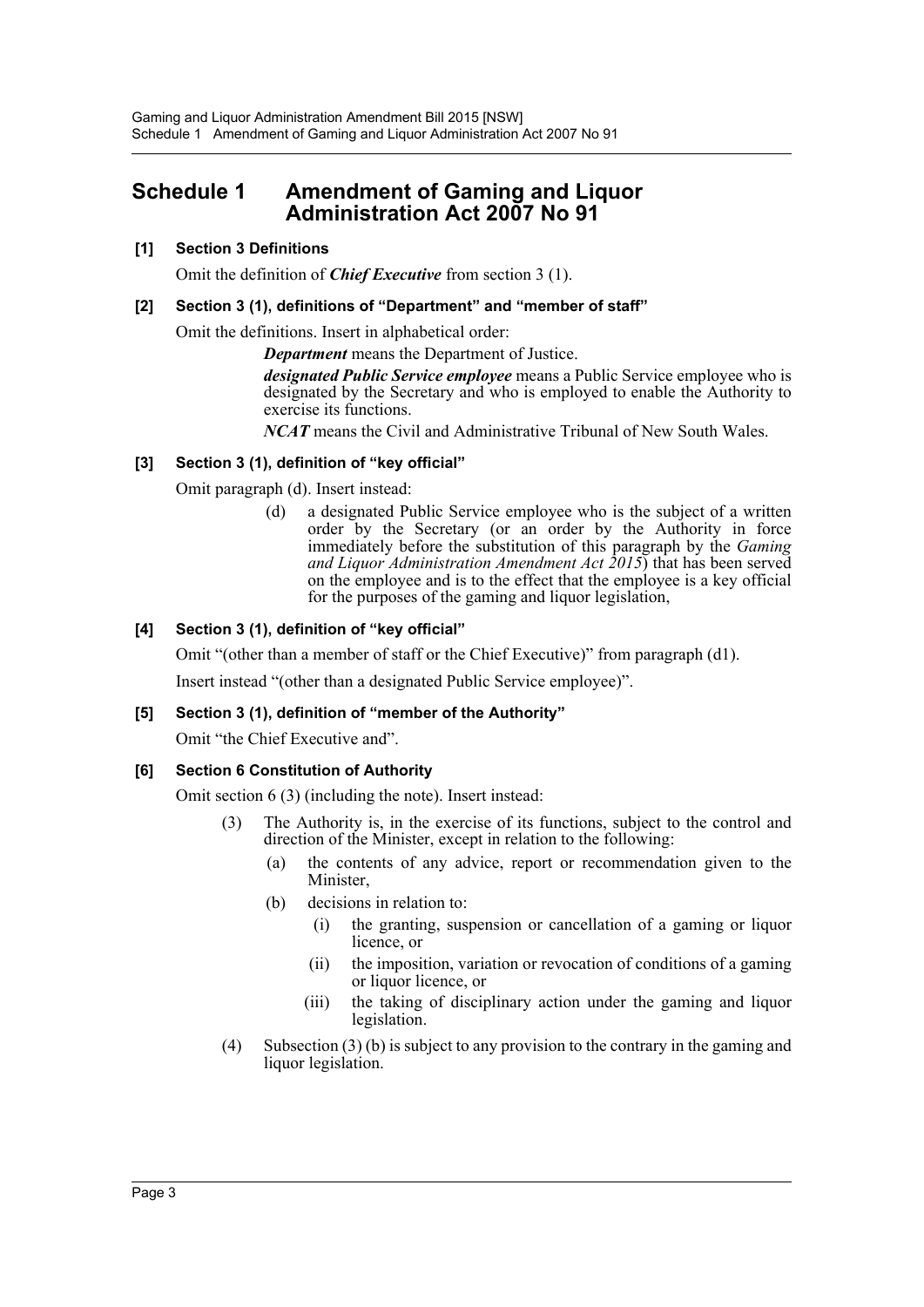# Schedule 1 Amendment of Gaming and Liquor Administration Act 2007 No 91

### [1] Section 3 Definitions

Omit the definition of ***Chief Executive*** from section 3 (1).

### [2] Section 3 (1), definitions of "Department" and "member of staff"

Omit the definitions. Insert in alphabetical order:

> ***Department*** means the Department of Justice.
>
> ***designated Public Service employee*** means a Public Service employee who is designated by the Secretary and who is employed to enable the Authority to exercise its functions.
>
> ***NCAT*** means the Civil and Administrative Tribunal of New South Wales.

### [3] Section 3 (1), definition of "key official"

Omit paragraph (d). Insert instead:

> (d) a designated Public Service employee who is the subject of a written order by the Secretary (or an order by the Authority in force immediately before the substitution of this paragraph by the *Gaming and Liquor Administration Amendment Act 2015*) that has been served on the employee and is to the effect that the employee is a key official for the purposes of the gaming and liquor legislation,

### [4] Section 3 (1), definition of "key official"

Omit "(other than a member of staff or the Chief Executive)" from paragraph (d1).

Insert instead "(other than a designated Public Service employee)".

### [5] Section 3 (1), definition of "member of the Authority"

Omit "the Chief Executive and".

### [6] Section 6 Constitution of Authority

Omit section 6 (3) (including the note). Insert instead:

> (3) The Authority is, in the exercise of its functions, subject to the control and direction of the Minister, except in relation to the following:
>
> (a) the contents of any advice, report or recommendation given to the Minister,
>
> (b) decisions in relation to:
>
> (i) the granting, suspension or cancellation of a gaming or liquor licence, or
>
> (ii) the imposition, variation or revocation of conditions of a gaming or liquor licence, or
>
> (iii) the taking of disciplinary action under the gaming and liquor legislation.
>
> (4) Subsection (3) (b) is subject to any provision to the contrary in the gaming and liquor legislation.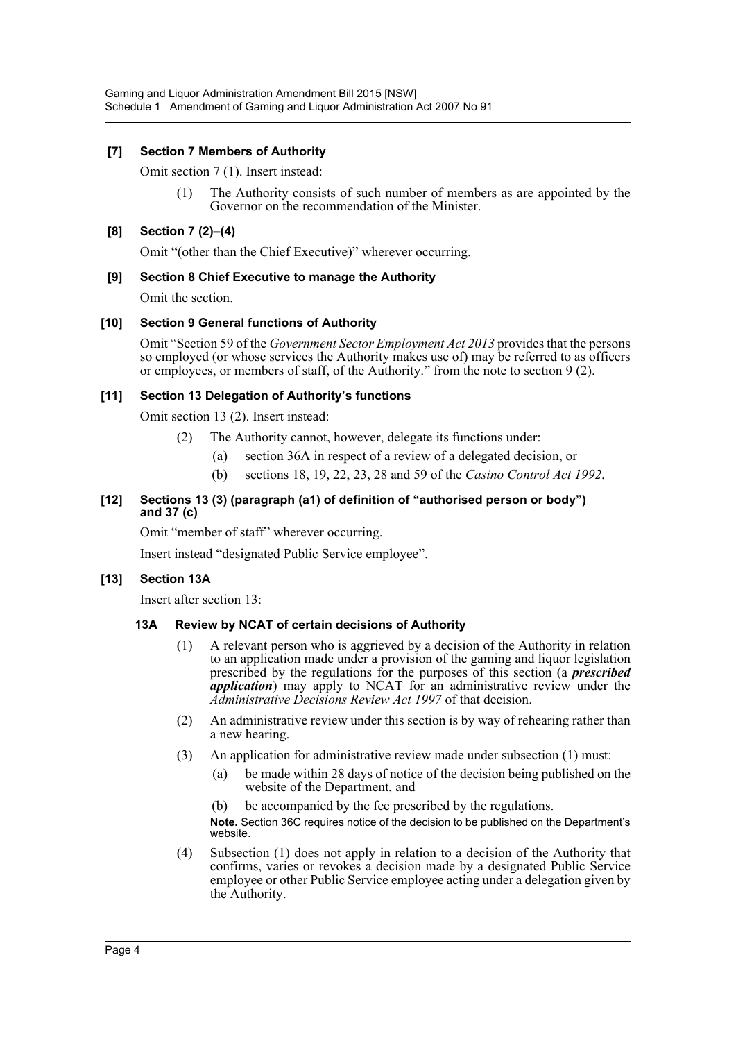### [7] Section 7 Members of Authority

Omit section 7 (1). Insert instead:

> (1) The Authority consists of such number of members as are appointed by the Governor on the recommendation of the Minister.

### [8] Section 7 (2)–(4)

Omit "(other than the Chief Executive)" wherever occurring.

### [9] Section 8 Chief Executive to manage the Authority

Omit the section.

### [10] Section 9 General functions of Authority

Omit "Section 59 of the *Government Sector Employment Act 2013* provides that the persons so employed (or whose services the Authority makes use of) may be referred to as officers or employees, or members of staff, of the Authority." from the note to section 9 (2).

### [11] Section 13 Delegation of Authority's functions

Omit section 13 (2). Insert instead:

> (2) The Authority cannot, however, delegate its functions under:
>
> (a) section 36A in respect of a review of a delegated decision, or
>
> (b) sections 18, 19, 22, 23, 28 and 59 of the *Casino Control Act 1992*.

### [12] Sections 13 (3) (paragraph (a1) of definition of "authorised person or body") and 37 (c)

Omit "member of staff" wherever occurring.

Insert instead "designated Public Service employee".

### [13] Section 13A

Insert after section 13:

#### 13A Review by NCAT of certain decisions of Authority

> (1) A relevant person who is aggrieved by a decision of the Authority in relation to an application made under a provision of the gaming and liquor legislation prescribed by the regulations for the purposes of this section (a ***prescribed application***) may apply to NCAT for an administrative review under the *Administrative Decisions Review Act 1997* of that decision.
>
> (2) An administrative review under this section is by way of rehearing rather than a new hearing.
>
> (3) An application for administrative review made under subsection (1) must:
>
> (a) be made within 28 days of notice of the decision being published on the website of the Department, and
>
> (b) be accompanied by the fee prescribed by the regulations.
>
> **Note.** Section 36C requires notice of the decision to be published on the Department's website.
>
> (4) Subsection (1) does not apply in relation to a decision of the Authority that confirms, varies or revokes a decision made by a designated Public Service employee or other Public Service employee acting under a delegation given by the Authority.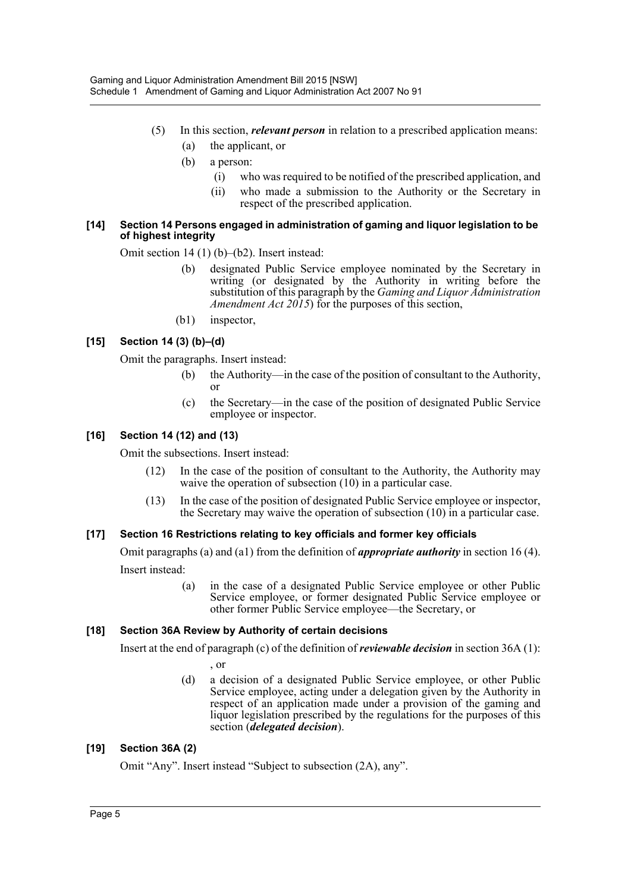(5) In this section, ***relevant person*** in relation to a prescribed application means:

(a) the applicant, or

(b) a person:

(i) who was required to be notified of the prescribed application, and

(ii) who made a submission to the Authority or the Secretary in respect of the prescribed application.

#### [14] Section 14 Persons engaged in administration of gaming and liquor legislation to be of highest integrity

Omit section 14 (1) (b)–(b2). Insert instead:

(b) designated Public Service employee nominated by the Secretary in writing (or designated by the Authority in writing before the substitution of this paragraph by the *Gaming and Liquor Administration Amendment Act 2015*) for the purposes of this section,

(b1) inspector,

#### [15] Section 14 (3) (b)–(d)

Omit the paragraphs. Insert instead:

(b) the Authority—in the case of the position of consultant to the Authority, or

(c) the Secretary—in the case of the position of designated Public Service employee or inspector.

#### [16] Section 14 (12) and (13)

Omit the subsections. Insert instead:

(12) In the case of the position of consultant to the Authority, the Authority may waive the operation of subsection (10) in a particular case.

(13) In the case of the position of designated Public Service employee or inspector, the Secretary may waive the operation of subsection (10) in a particular case.

#### [17] Section 16 Restrictions relating to key officials and former key officials

Omit paragraphs (a) and (a1) from the definition of ***appropriate authority*** in section 16 (4).

Insert instead:

(a) in the case of a designated Public Service employee or other Public Service employee, or former designated Public Service employee or other former Public Service employee—the Secretary, or

#### [18] Section 36A Review by Authority of certain decisions

Insert at the end of paragraph (c) of the definition of ***reviewable decision*** in section 36A (1):

, or

(d) a decision of a designated Public Service employee, or other Public Service employee, acting under a delegation given by the Authority in respect of an application made under a provision of the gaming and liquor legislation prescribed by the regulations for the purposes of this section (***delegated decision***).

#### [19] Section 36A (2)

Omit "Any". Insert instead "Subject to subsection (2A), any".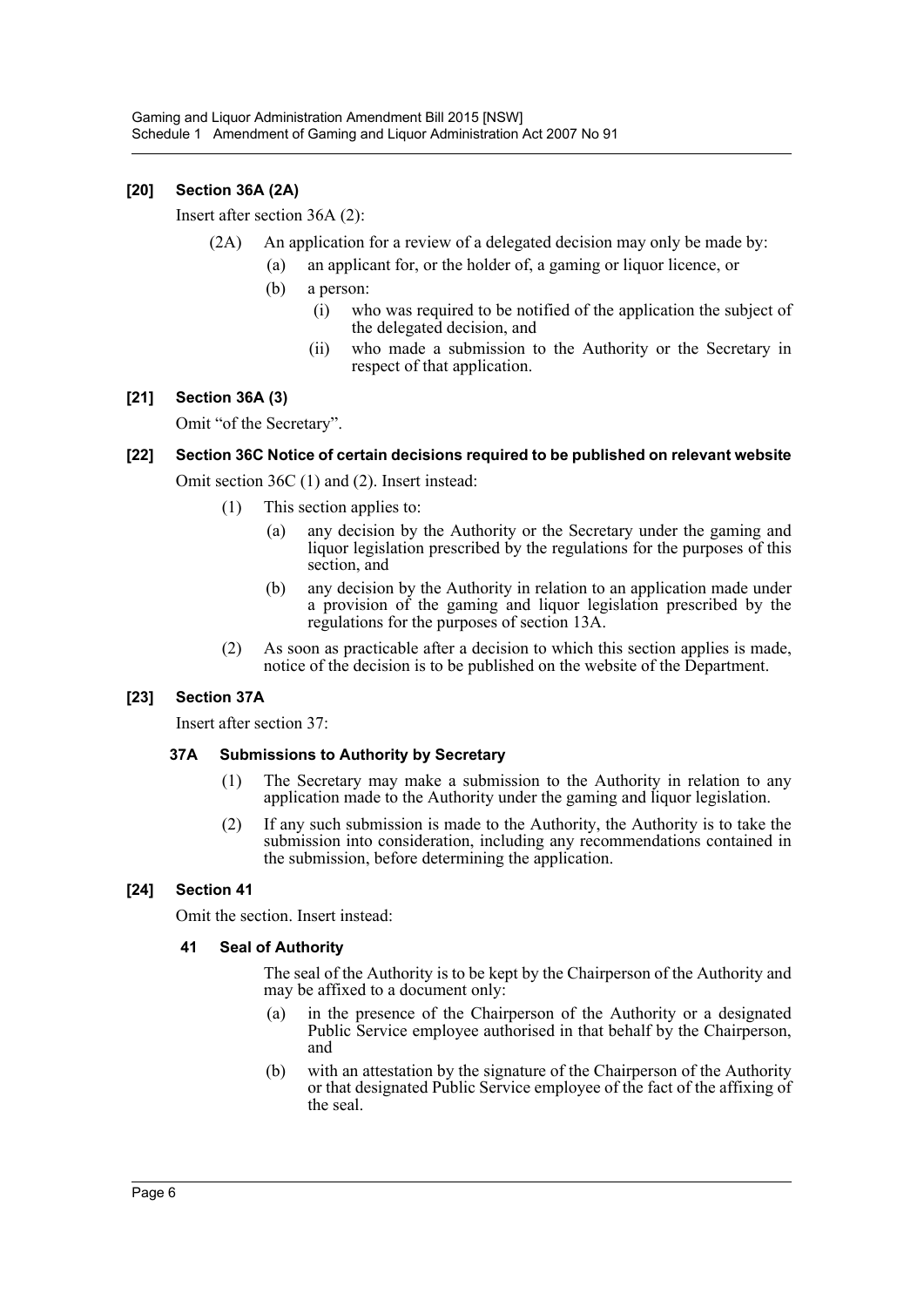**[20] Section 36A (2A)**

Insert after section 36A (2):

(2A) An application for a review of a delegated decision may only be made by:

(a) an applicant for, or the holder of, a gaming or liquor licence, or

(b) a person:

(i) who was required to be notified of the application the subject of the delegated decision, and

(ii) who made a submission to the Authority or the Secretary in respect of that application.

**[21] Section 36A (3)**

Omit "of the Secretary".

**[22] Section 36C Notice of certain decisions required to be published on relevant website**

Omit section 36C (1) and (2). Insert instead:

(1) This section applies to:

(a) any decision by the Authority or the Secretary under the gaming and liquor legislation prescribed by the regulations for the purposes of this section, and

(b) any decision by the Authority in relation to an application made under a provision of the gaming and liquor legislation prescribed by the regulations for the purposes of section 13A.

(2) As soon as practicable after a decision to which this section applies is made, notice of the decision is to be published on the website of the Department.

**[23] Section 37A**

Insert after section 37:

**37A Submissions to Authority by Secretary**

(1) The Secretary may make a submission to the Authority in relation to any application made to the Authority under the gaming and liquor legislation.

(2) If any such submission is made to the Authority, the Authority is to take the submission into consideration, including any recommendations contained in the submission, before determining the application.

**[24] Section 41**

Omit the section. Insert instead:

**41 Seal of Authority**

The seal of the Authority is to be kept by the Chairperson of the Authority and may be affixed to a document only:

(a) in the presence of the Chairperson of the Authority or a designated Public Service employee authorised in that behalf by the Chairperson, and

(b) with an attestation by the signature of the Chairperson of the Authority or that designated Public Service employee of the fact of the affixing of the seal.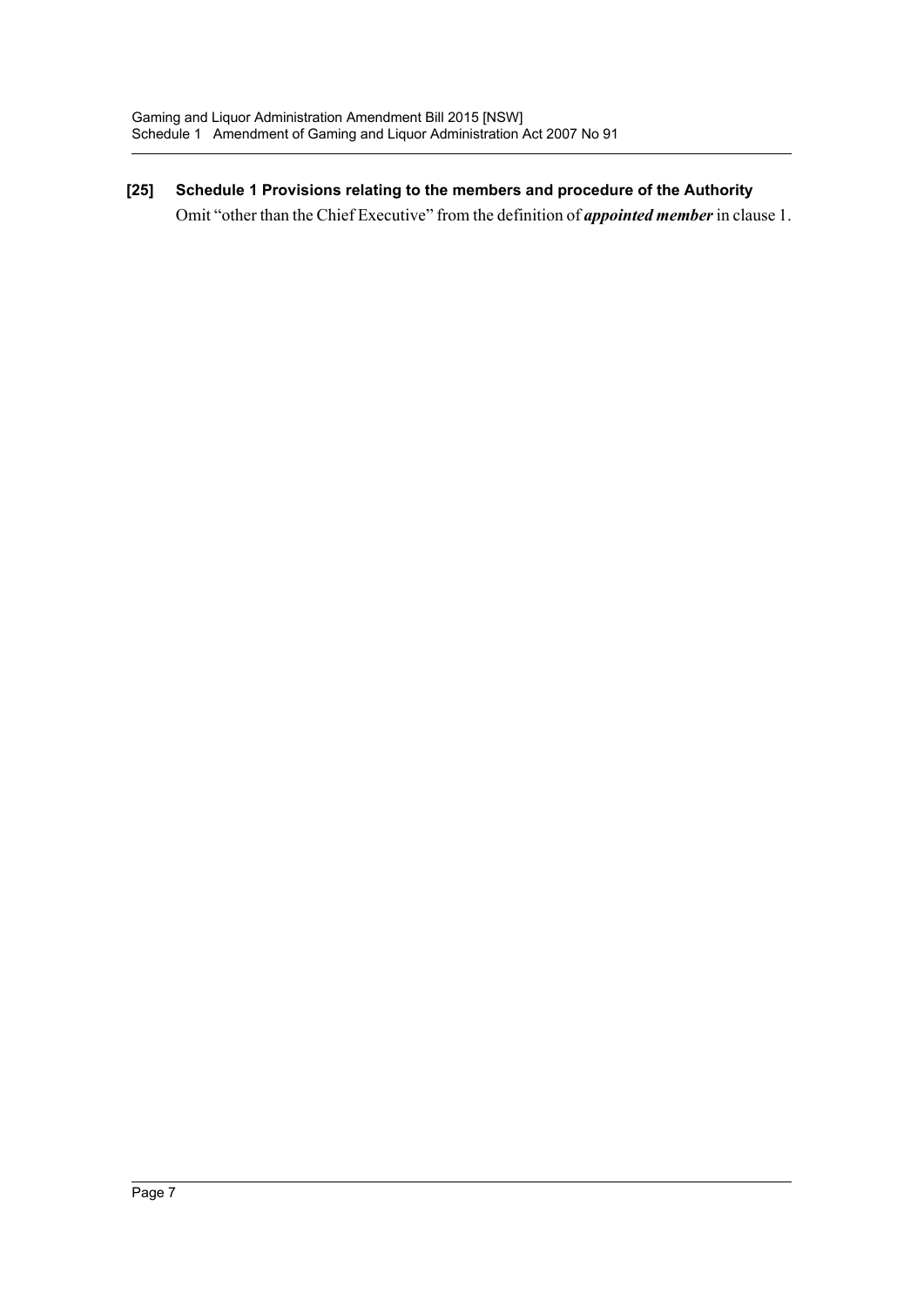**[25] Schedule 1 Provisions relating to the members and procedure of the Authority**

Omit "other than the Chief Executive" from the definition of ***appointed member*** in clause 1.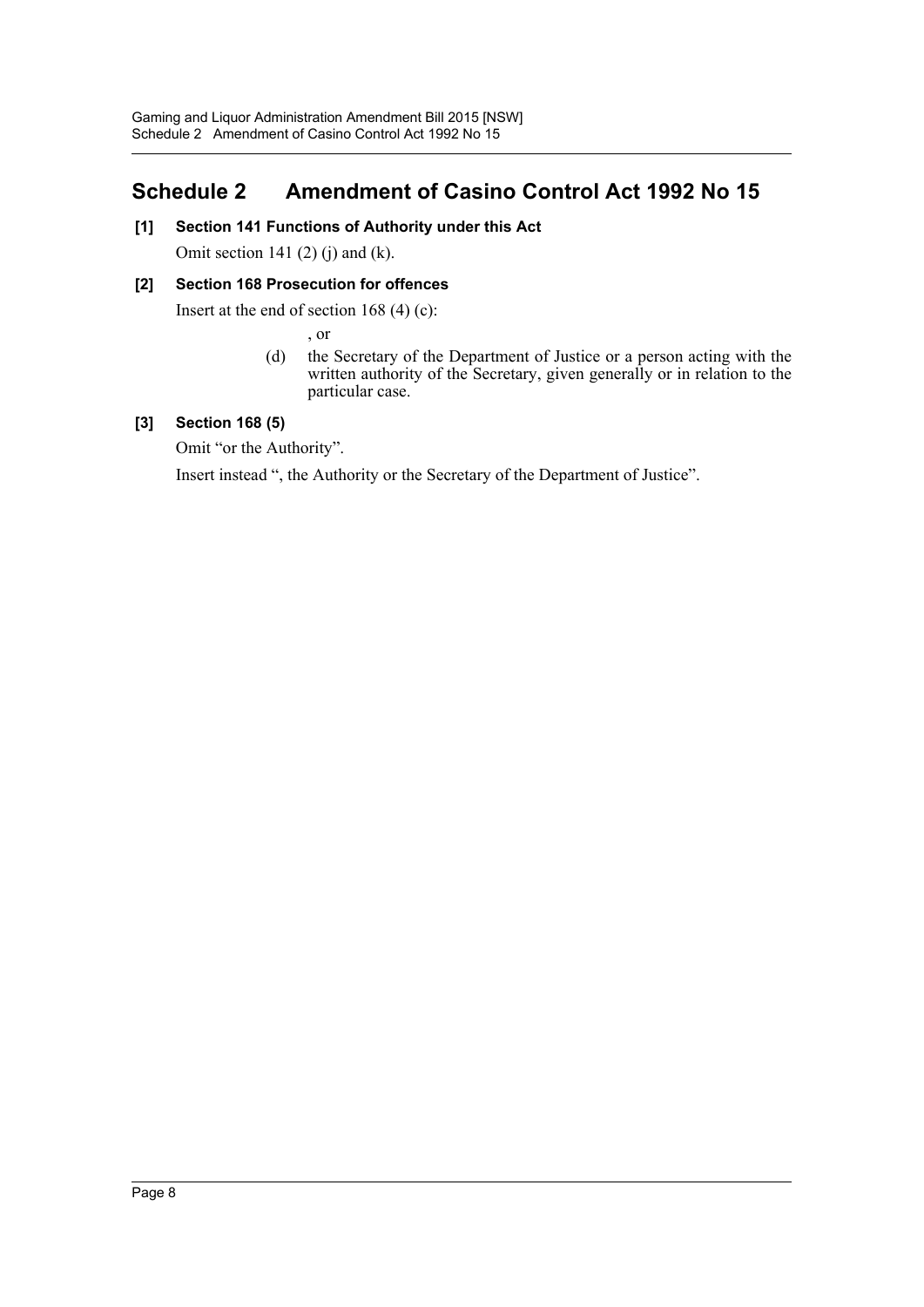## Schedule 2 Amendment of Casino Control Act 1992 No 15

**[1] Section 141 Functions of Authority under this Act**

Omit section 141 (2) (j) and (k).

**[2] Section 168 Prosecution for offences**

Insert at the end of section 168 (4) (c):

, or

(d) the Secretary of the Department of Justice or a person acting with the written authority of the Secretary, given generally or in relation to the particular case.

**[3] Section 168 (5)**

Omit "or the Authority".

Insert instead ", the Authority or the Secretary of the Department of Justice".